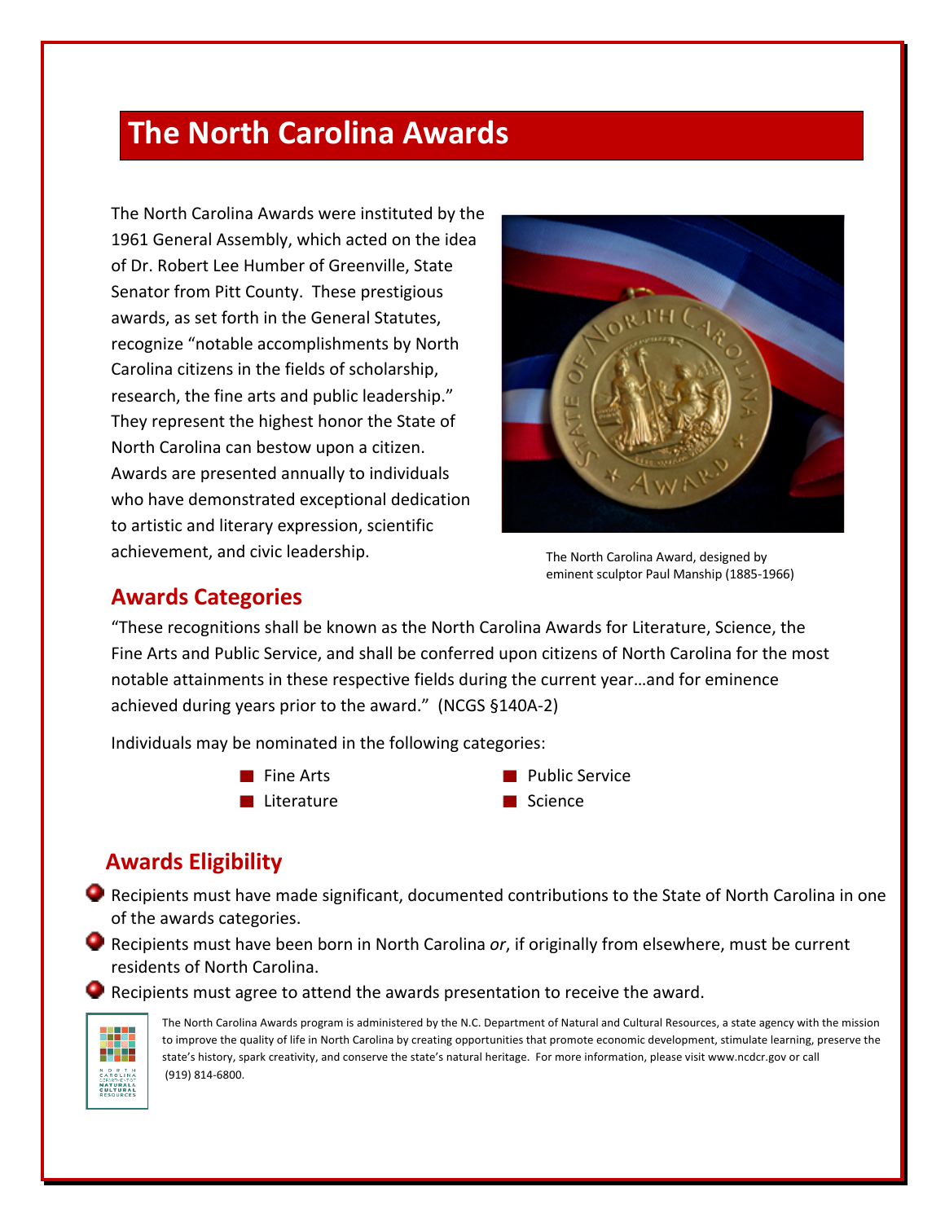# The North Carolina Awards

The North Carolina Awards were instituted by the 1961 General Assembly, which acted on the idea of Dr. Robert Lee Humber of Greenville, State Senator from Pitt County. These prestigious awards, as set forth in the General Statutes, recognize "notable accomplishments by North Carolina citizens in the fields of scholarship, research, the fine arts and public leadership." They represent the highest honor the State of North Carolina can bestow upon a citizen. Awards are presented annually to individuals who have demonstrated exceptional dedication to artistic and literary expression, scientific achievement, and civic leadership.

The North Carolina Award, designed by eminent sculptor Paul Manship (1885-1966)

## Awards Categories

"These recognitions shall be known as the North Carolina Awards for Literature, Science, the Fine Arts and Public Service, and shall be conferred upon citizens of North Carolina for the most notable attainments in these respective fields during the current year…and for eminence achieved during years prior to the award." (NCGS §140A-2)

Individuals may be nominated in the following categories:

- Fine Arts
- Literature
- Public Service
- Science

## Awards Eligibility

- Recipients must have made significant, documented contributions to the State of North Carolina in one of the awards categories.
- Recipients must have been born in North Carolina *or*, if originally from elsewhere, must be current residents of North Carolina.
- Recipients must agree to attend the awards presentation to receive the award.

North Carolina Department of Natural & Cultural Resources

The North Carolina Awards program is administered by the N.C. Department of Natural and Cultural Resources, a state agency with the mission to improve the quality of life in North Carolina by creating opportunities that promote economic development, stimulate learning, preserve the state's history, spark creativity, and conserve the state's natural heritage. For more information, please visit www.ncdcr.gov or call (919) 814-6800.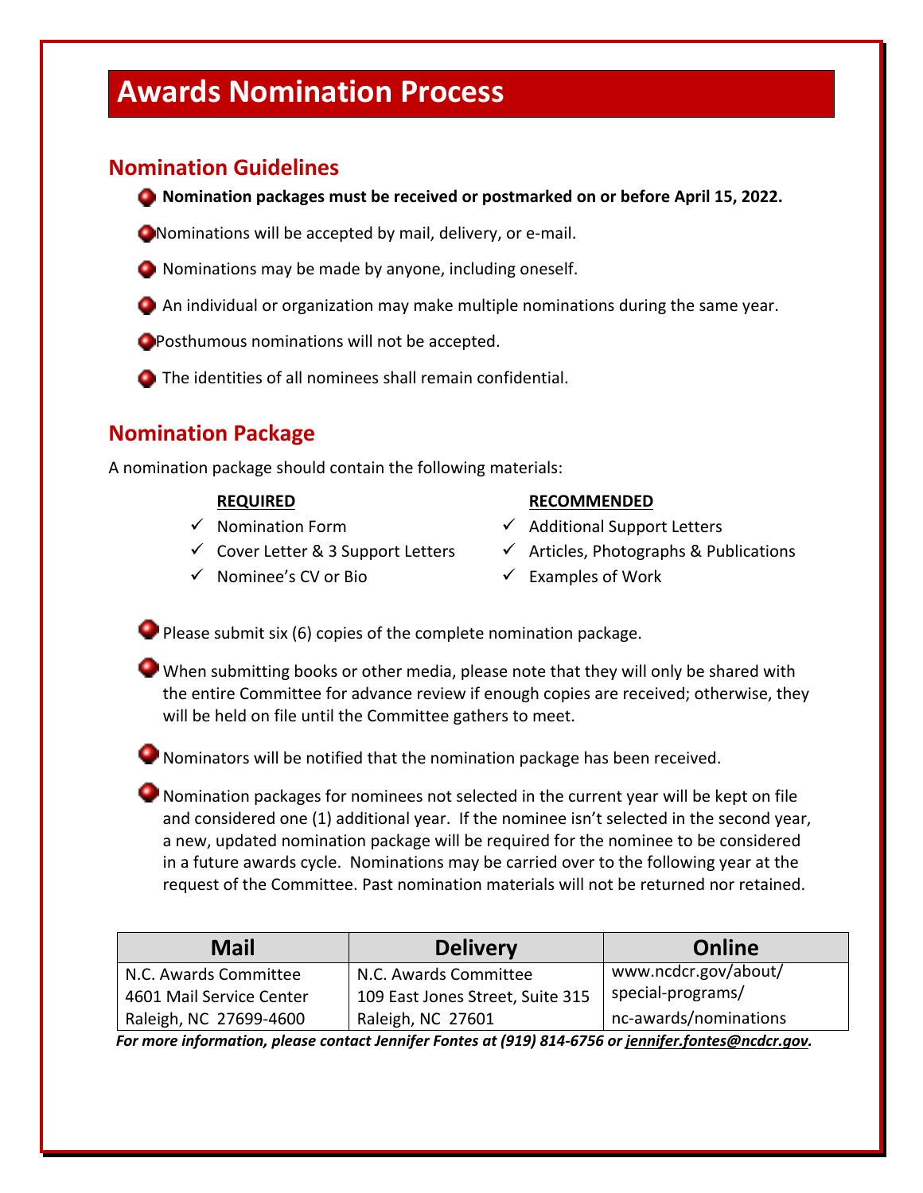# Awards Nomination Process

## Nomination Guidelines

- **Nomination packages must be received or postmarked on or before April 15, 2022.**
- Nominations will be accepted by mail, delivery, or e-mail.
- Nominations may be made by anyone, including oneself.
- An individual or organization may make multiple nominations during the same year.
- Posthumous nominations will not be accepted.
- The identities of all nominees shall remain confidential.

## Nomination Package

A nomination package should contain the following materials:

**REQUIRED**

- ✓ Nomination Form
- ✓ Cover Letter & 3 Support Letters
- ✓ Nominee's CV or Bio

**RECOMMENDED**

- ✓ Additional Support Letters
- ✓ Articles, Photographs & Publications
- ✓ Examples of Work

- Please submit six (6) copies of the complete nomination package.
- When submitting books or other media, please note that they will only be shared with the entire Committee for advance review if enough copies are received; otherwise, they will be held on file until the Committee gathers to meet.
- Nominators will be notified that the nomination package has been received.
- Nomination packages for nominees not selected in the current year will be kept on file and considered one (1) additional year. If the nominee isn't selected in the second year, a new, updated nomination package will be required for the nominee to be considered in a future awards cycle. Nominations may be carried over to the following year at the request of the Committee. Past nomination materials will not be returned nor retained.

| Mail | Delivery | Online |
|---|---|---|
| N.C. Awards Committee<br>4601 Mail Service Center<br>Raleigh, NC 27699-4600 | N.C. Awards Committee<br>109 East Jones Street, Suite 315<br>Raleigh, NC 27601 | www.ncdcr.gov/about/<br>special-programs/<br>nc-awards/nominations |

***For more information, please contact Jennifer Fontes at (919) 814-6756 or jennifer.fontes@ncdcr.gov.***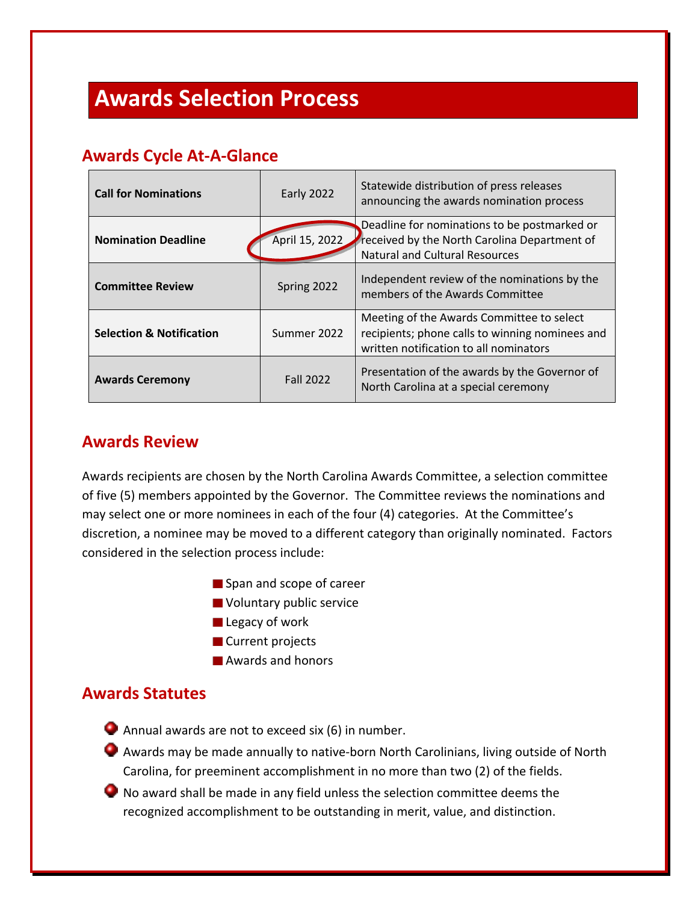# Awards Selection Process

## Awards Cycle At-A-Glance

| | | |
|---|---|---|
| **Call for Nominations** | Early 2022 | Statewide distribution of press releases announcing the awards nomination process |
| **Nomination Deadline** | April 15, 2022 | Deadline for nominations to be postmarked or received by the North Carolina Department of Natural and Cultural Resources |
| **Committee Review** | Spring 2022 | Independent review of the nominations by the members of the Awards Committee |
| **Selection & Notification** | Summer 2022 | Meeting of the Awards Committee to select recipients; phone calls to winning nominees and written notification to all nominators |
| **Awards Ceremony** | Fall 2022 | Presentation of the awards by the Governor of North Carolina at a special ceremony |

## Awards Review

Awards recipients are chosen by the North Carolina Awards Committee, a selection committee of five (5) members appointed by the Governor. The Committee reviews the nominations and may select one or more nominees in each of the four (4) categories. At the Committee's discretion, a nominee may be moved to a different category than originally nominated. Factors considered in the selection process include:

- Span and scope of career
- Voluntary public service
- Legacy of work
- Current projects
- Awards and honors

## Awards Statutes

- Annual awards are not to exceed six (6) in number.
- Awards may be made annually to native-born North Carolinians, living outside of North Carolina, for preeminent accomplishment in no more than two (2) of the fields.
- No award shall be made in any field unless the selection committee deems the recognized accomplishment to be outstanding in merit, value, and distinction.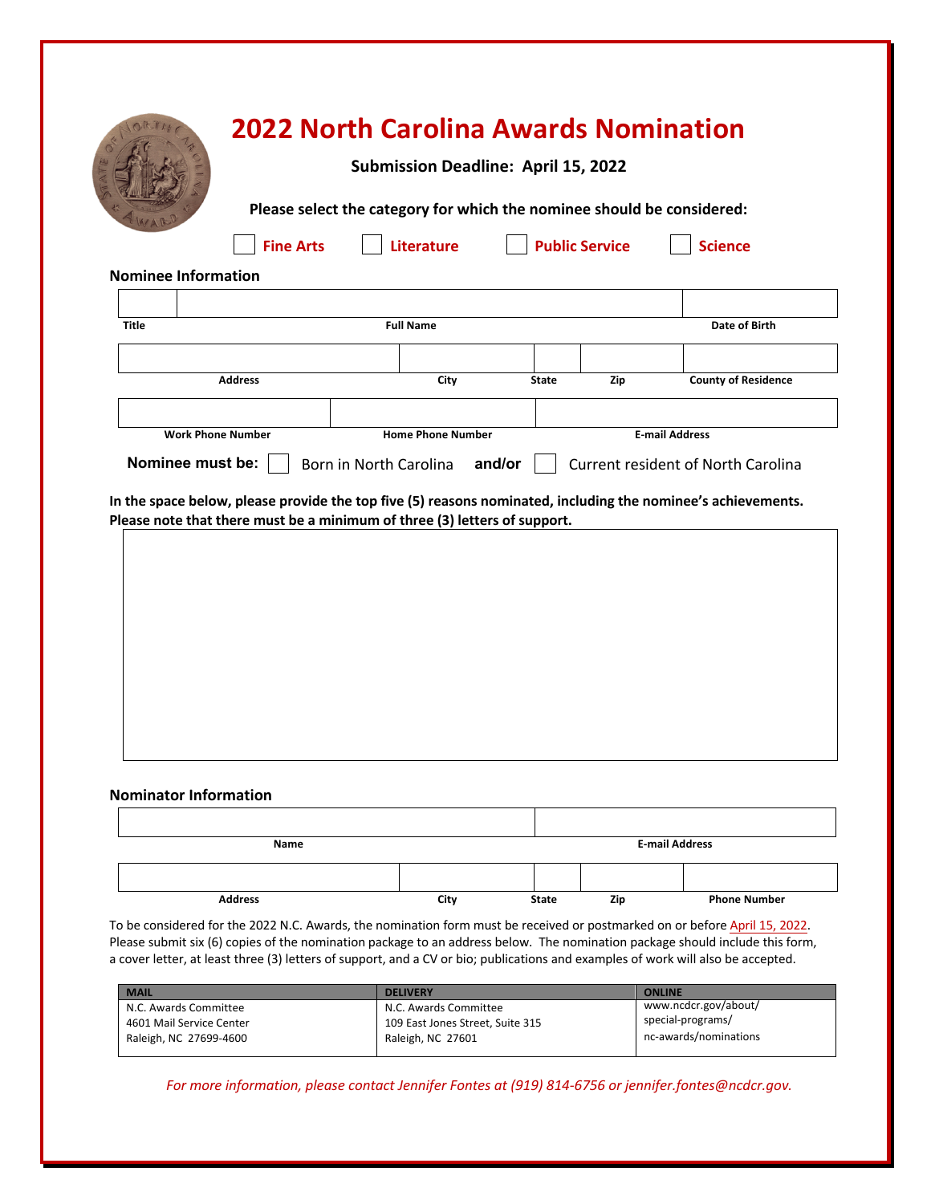# 2022 North Carolina Awards Nomination

**Submission Deadline: April 15, 2022**

**Please select the category for which the nominee should be considered:**

☐ **Fine Arts** ☐ **Literature** ☐ **Public Service** ☐ **Science**

### Nominee Information

| | | |
|---|---|---|
| | | |
| **Title** | **Full Name** | **Date of Birth** |

| | | | | |
|---|---|---|---|---|
| | | | | |
| **Address** | **City** | **State** | **Zip** | **County of Residence** |

| | | |
|---|---|---|
| | | |
| **Work Phone Number** | **Home Phone Number** | **E-mail Address** |

**Nominee must be:** ☐ Born in North Carolina **and/or** ☐ Current resident of North Carolina

**In the space below, please provide the top five (5) reasons nominated, including the nominee's achievements. Please note that there must be a minimum of three (3) letters of support.**

### Nominator Information

| | |
|---|---|
| | |
| **Name** | **E-mail Address** |

| | | | | |
|---|---|---|---|---|
| | | | | |
| **Address** | **City** | **State** | **Zip** | **Phone Number** |

To be considered for the 2022 N.C. Awards, the nomination form must be received or postmarked on or before April 15, 2022. Please submit six (6) copies of the nomination package to an address below. The nomination package should include this form, a cover letter, at least three (3) letters of support, and a CV or bio; publications and examples of work will also be accepted.

| MAIL | DELIVERY | ONLINE |
|---|---|---|
| N.C. Awards Committee<br>4601 Mail Service Center<br>Raleigh, NC 27699-4600 | N.C. Awards Committee<br>109 East Jones Street, Suite 315<br>Raleigh, NC 27601 | www.ncdcr.gov/about/<br>special-programs/<br>nc-awards/nominations |

*For more information, please contact Jennifer Fontes at (919) 814-6756 or jennifer.fontes@ncdcr.gov.*